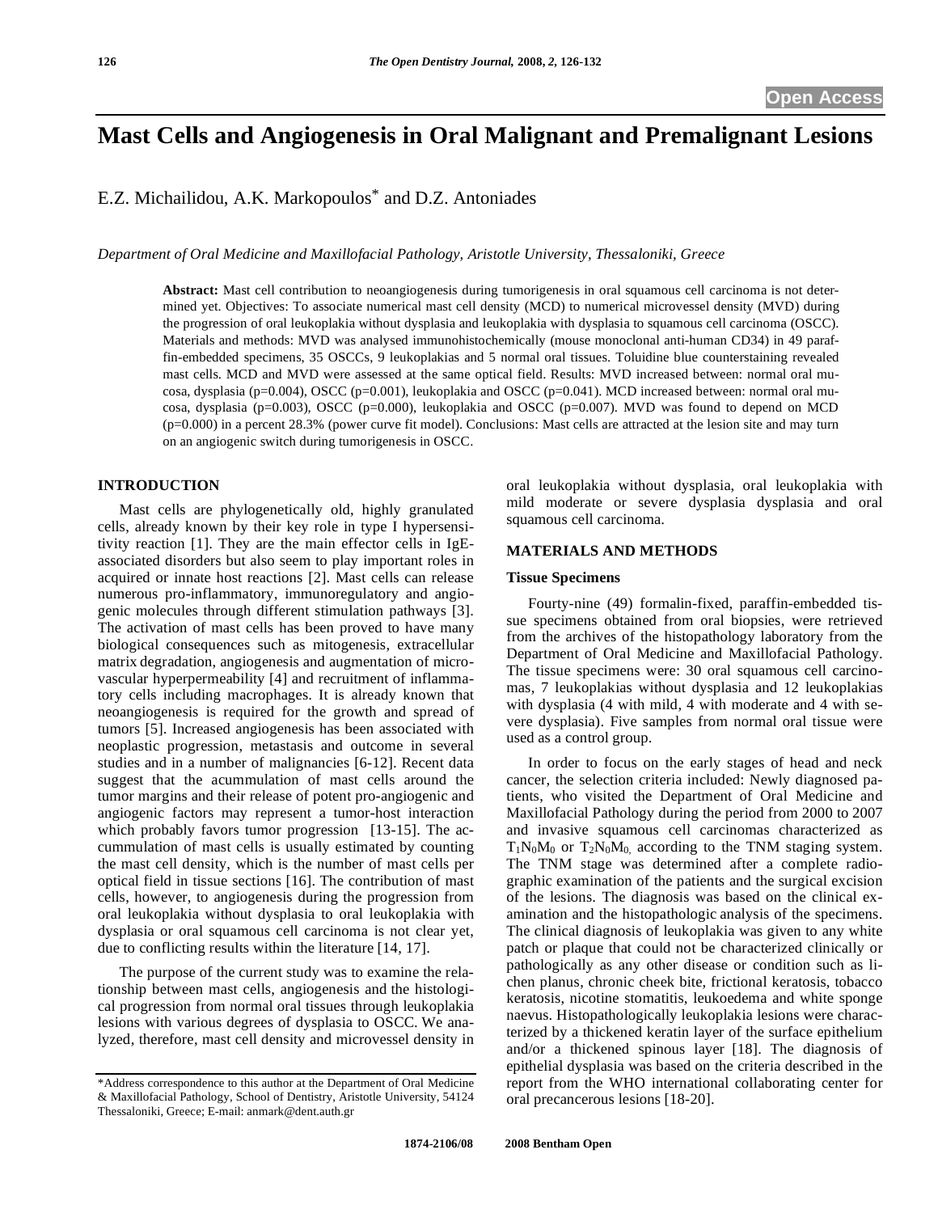Open Access

# Mast Cells and Angiogenesis in Oral Malignant and Premalignant Lesions

E.Z. Michailidou, A.K. Markopoulos* and D.Z. Antoniades

*Department of Oral Medicine and Maxillofacial Pathology, Aristotle University, Thessaloniki, Greece*

**Abstract:** Mast cell contribution to neoangiogenesis during tumorigenesis in oral squamous cell carcinoma is not determined yet. Objectives: To associate numerical mast cell density (MCD) to numerical microvessel density (MVD) during the progression of oral leukoplakia without dysplasia and leukoplakia with dysplasia to squamous cell carcinoma (OSCC). Materials and methods: MVD was analysed immunohistochemically (mouse monoclonal anti-human CD34) in 49 paraffin-embedded specimens, 35 OSCCs, 9 leukoplakias and 5 normal oral tissues. Toluidine blue counterstaining revealed mast cells. MCD and MVD were assessed at the same optical field. Results: MVD increased between: normal oral mucosa, dysplasia (p=0.004), OSCC (p=0.001), leukoplakia and OSCC (p=0.041). MCD increased between: normal oral mucosa, dysplasia (p=0.003), OSCC (p=0.000), leukoplakia and OSCC (p=0.007). MVD was found to depend on MCD (p=0.000) in a percent 28.3% (power curve fit model). Conclusions: Mast cells are attracted at the lesion site and may turn on an angiogenic switch during tumorigenesis in OSCC.

## INTRODUCTION

Mast cells are phylogenetically old, highly granulated cells, already known by their key role in type I hypersensitivity reaction [1]. They are the main effector cells in IgE-associated disorders but also seem to play important roles in acquired or innate host reactions [2]. Mast cells can release numerous pro-inflammatory, immunoregulatory and angiogenic molecules through different stimulation pathways [3]. The activation of mast cells has been proved to have many biological consequences such as mitogenesis, extracellular matrix degradation, angiogenesis and augmentation of microvascular hyperpermeability [4] and recruitment of inflammatory cells including macrophages. It is already known that neoangiogenesis is required for the growth and spread of tumors [5]. Increased angiogenesis has been associated with neoplastic progression, metastasis and outcome in several studies and in a number of malignancies [6-12]. Recent data suggest that the acummulation of mast cells around the tumor margins and their release of potent pro-angiogenic and angiogenic factors may represent a tumor-host interaction which probably favors tumor progression [13-15]. The accummulation of mast cells is usually estimated by counting the mast cell density, which is the number of mast cells per optical field in tissue sections [16]. The contribution of mast cells, however, to angiogenesis during the progression from oral leukoplakia without dysplasia to oral leukoplakia with dysplasia or oral squamous cell carcinoma is not clear yet, due to conflicting results within the literature [14, 17].

The purpose of the current study was to examine the relationship between mast cells, angiogenesis and the histological progression from normal oral tissues through leukoplakia lesions with various degrees of dysplasia to OSCC. We analyzed, therefore, mast cell density and microvessel density in oral leukoplakia without dysplasia, oral leukoplakia with mild moderate or severe dysplasia dysplasia and oral squamous cell carcinoma.

## MATERIALS AND METHODS

### Tissue Specimens

Fourty-nine (49) formalin-fixed, paraffin-embedded tissue specimens obtained from oral biopsies, were retrieved from the archives of the histopathology laboratory from the Department of Oral Medicine and Maxillofacial Pathology. The tissue specimens were: 30 oral squamous cell carcinomas, 7 leukoplakias without dysplasia and 12 leukoplakias with dysplasia (4 with mild, 4 with moderate and 4 with severe dysplasia). Five samples from normal oral tissue were used as a control group.

In order to focus on the early stages of head and neck cancer, the selection criteria included: Newly diagnosed patients, who visited the Department of Oral Medicine and Maxillofacial Pathology during the period from 2000 to 2007 and invasive squamous cell carcinomas characterized as $T_1N_0M_0$ or $T_2N_0M_0$, according to the TNM staging system. The TNM stage was determined after a complete radiographic examination of the patients and the surgical excision of the lesions. The diagnosis was based on the clinical examination and the histopathologic analysis of the specimens. The clinical diagnosis of leukoplakia was given to any white patch or plaque that could not be characterized clinically or pathologically as any other disease or condition such as lichen planus, chronic cheek bite, frictional keratosis, tobacco keratosis, nicotine stomatitis, leukoedema and white sponge naevus. Histopathologically leukoplakia lesions were characterized by a thickened keratin layer of the surface epithelium and/or a thickened spinous layer [18]. The diagnosis of epithelial dysplasia was based on the criteria described in the report from the WHO international collaborating center for oral precancerous lesions [18-20].

*Address correspondence to this author at the Department of Oral Medicine & Maxillofacial Pathology, School of Dentistry, Aristotle University, 54124 Thessaloniki, Greece; E-mail: anmark@dent.auth.gr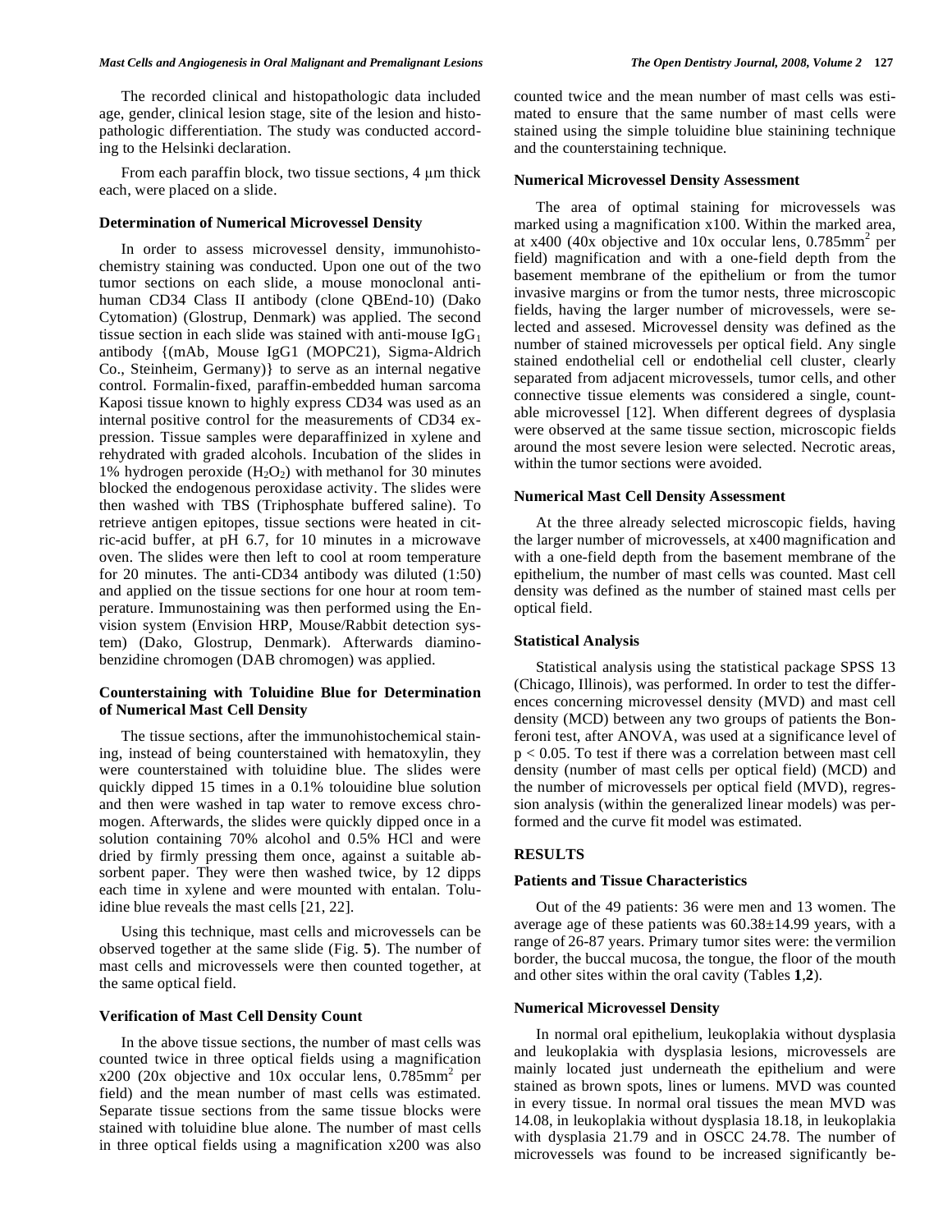The recorded clinical and histopathologic data included age, gender, clinical lesion stage, site of the lesion and histopathologic differentiation. The study was conducted according to the Helsinki declaration.

From each paraffin block, two tissue sections, 4 μm thick each, were placed on a slide.

### Determination of Numerical Microvessel Density

In order to assess microvessel density, immunohistochemistry staining was conducted. Upon one out of the two tumor sections on each slide, a mouse monoclonal anti-human CD34 Class II antibody (clone QBEnd-10) (Dako Cytomation) (Glostrup, Denmark) was applied. The second tissue section in each slide was stained with anti-mouse $IgG_1$ antibody {(mAb, Mouse IgG1 (MOPC21), Sigma-Aldrich Co., Steinheim, Germany)} to serve as an internal negative control. Formalin-fixed, paraffin-embedded human sarcoma Kaposi tissue known to highly express CD34 was used as an internal positive control for the measurements of CD34 expression. Tissue samples were deparaffinized in xylene and rehydrated with graded alcohols. Incubation of the slides in 1% hydrogen peroxide ($H_2O_2$) with methanol for 30 minutes blocked the endogenous peroxidase activity. The slides were then washed with TBS (Triphosphate buffered saline). To retrieve antigen epitopes, tissue sections were heated in citric-acid buffer, at pH 6.7, for 10 minutes in a microwave oven. The slides were then left to cool at room temperature for 20 minutes. The anti-CD34 antibody was diluted (1:50) and applied on the tissue sections for one hour at room temperature. Immunostaining was then performed using the Envision system (Envision HRP, Mouse/Rabbit detection system) (Dako, Glostrup, Denmark). Afterwards diaminobenzidine chromogen (DAB chromogen) was applied.

### Counterstaining with Toluidine Blue for Determination of Numerical Mast Cell Density

The tissue sections, after the immunohistochemical staining, instead of being counterstained with hematoxylin, they were counterstained with toluidine blue. The slides were quickly dipped 15 times in a 0.1% tolouidine blue solution and then were washed in tap water to remove excess chromogen. Afterwards, the slides were quickly dipped once in a solution containing 70% alcohol and 0.5% HCl and were dried by firmly pressing them once, against a suitable absorbent paper. They were then washed twice, by 12 dipps each time in xylene and were mounted with entalan. Toluidine blue reveals the mast cells [21, 22].

Using this technique, mast cells and microvessels can be observed together at the same slide (Fig. **5**). The number of mast cells and microvessels were then counted together, at the same optical field.

### Verification of Mast Cell Density Count

In the above tissue sections, the number of mast cells was counted twice in three optical fields using a magnification x200 (20x objective and 10x occular lens, $0.785mm^2$ per field) and the mean number of mast cells was estimated. Separate tissue sections from the same tissue blocks were stained with toluidine blue alone. The number of mast cells in three optical fields using a magnification x200 was also counted twice and the mean number of mast cells was estimated to ensure that the same number of mast cells were stained using the simple toluidine blue staininig technique and the counterstaining technique.

### Numerical Microvessel Density Assessment

The area of optimal staining for microvessels was marked using a magnification x100. Within the marked area, at x400 (40x objective and 10x occular lens, $0.785mm^2$ per field) magnification and with a one-field depth from the basement membrane of the epithelium or from the tumor invasive margins or from the tumor nests, three microscopic fields, having the larger number of microvessels, were selected and assesed. Microvessel density was defined as the number of stained microvessels per optical field. Any single stained endothelial cell or endothelial cell cluster, clearly separated from adjacent microvessels, tumor cells, and other connective tissue elements was considered a single, countable microvessel [12]. When different degrees of dysplasia were observed at the same tissue section, microscopic fields around the most severe lesion were selected. Necrotic areas, within the tumor sections were avoided.

### Numerical Mast Cell Density Assessment

At the three already selected microscopic fields, having the larger number of microvessels, at x400 magnification and with a one-field depth from the basement membrane of the epithelium, the number of mast cells was counted. Mast cell density was defined as the number of stained mast cells per optical field.

### Statistical Analysis

Statistical analysis using the statistical package SPSS 13 (Chicago, Illinois), was performed. In order to test the differences concerning microvessel density (MVD) and mast cell density (MCD) between any two groups of patients the Bonferoni test, after ANOVA, was used at a significance level of $p < 0.05$. To test if there was a correlation between mast cell density (number of mast cells per optical field) (MCD) and the number of microvessels per optical field (MVD), regression analysis (within the generalized linear models) was performed and the curve fit model was estimated.

## RESULTS

### Patients and Tissue Characteristics

Out of the 49 patients: 36 were men and 13 women. The average age of these patients was 60.38±14.99 years, with a range of 26-87 years. Primary tumor sites were: the vermilion border, the buccal mucosa, the tongue, the floor of the mouth and other sites within the oral cavity (Tables **1**,**2**).

### Numerical Microvessel Density

In normal oral epithelium, leukoplakia without dysplasia and leukoplakia with dysplasia lesions, microvessels are mainly located just underneath the epithelium and were stained as brown spots, lines or lumens. MVD was counted in every tissue. In normal oral tissues the mean MVD was 14.08, in leukoplakia without dysplasia 18.18, in leukoplakia with dysplasia 21.79 and in OSCC 24.78. The number of microvessels was found to be increased significantly be-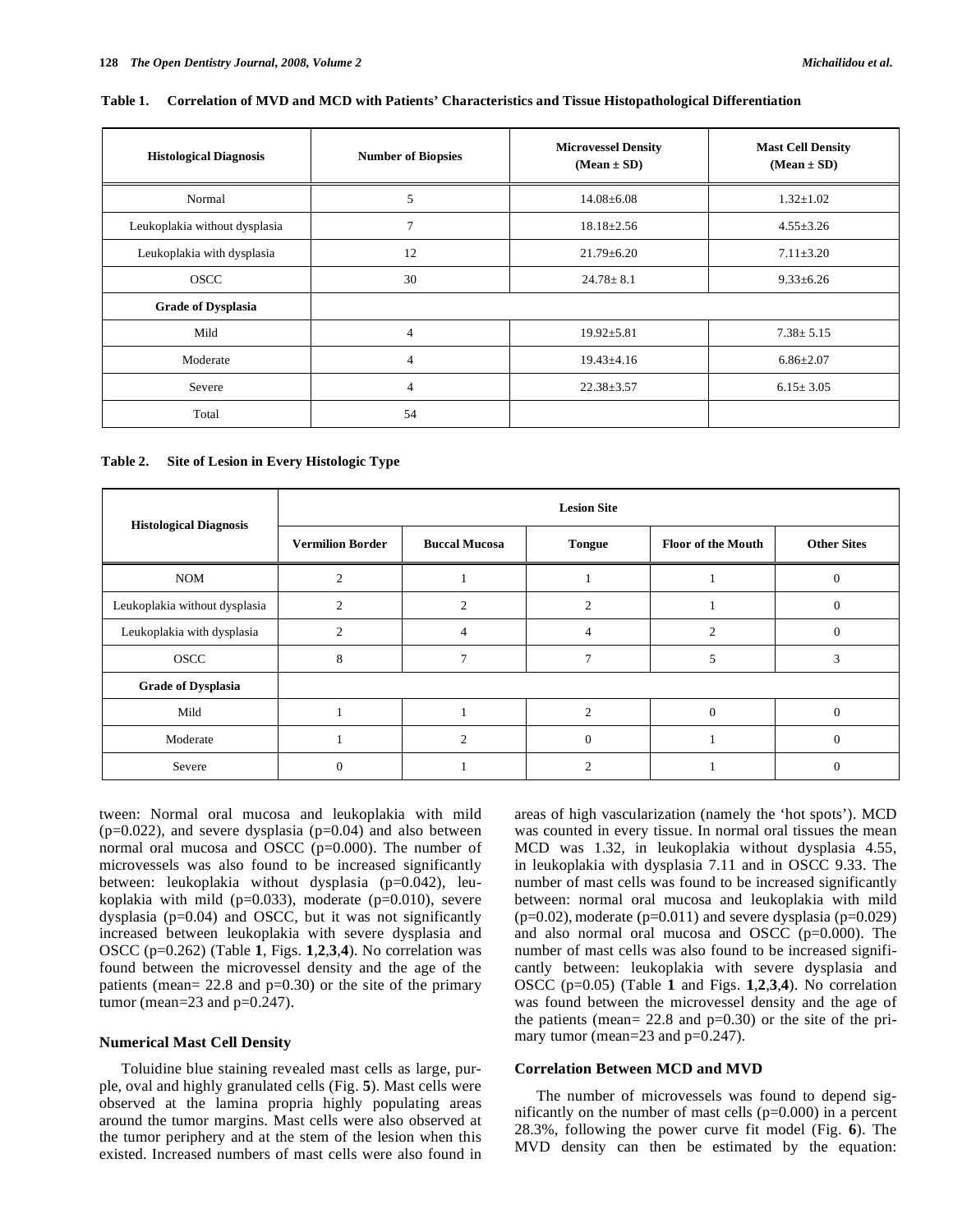**Table 1. Correlation of MVD and MCD with Patients' Characteristics and Tissue Histopathological Differentiation**

| Histological Diagnosis | Number of Biopsies | Microvessel Density (Mean ± SD) | Mast Cell Density (Mean ± SD) |
|---|---|---|---|
| Normal | 5 | 14.08±6.08 | 1.32±1.02 |
| Leukoplakia without dysplasia | 7 | 18.18±2.56 | 4.55±3.26 |
| Leukoplakia with dysplasia | 12 | 21.79±6.20 | 7.11±3.20 |
| OSCC | 30 | 24.78± 8.1 | 9.33±6.26 |
| **Grade of Dysplasia** | | | |
| Mild | 4 | 19.92±5.81 | 7.38± 5.15 |
| Moderate | 4 | 19.43±4.16 | 6.86±2.07 |
| Severe | 4 | 22.38±3.57 | 6.15± 3.05 |
| Total | 54 | | |

**Table 2. Site of Lesion in Every Histologic Type**

| Histological Diagnosis | Lesion Site | | | | |
|---|---|---|---|---|---|
| | Vermilion Border | Buccal Mucosa | Tongue | Floor of the Mouth | Other Sites |
| NOM | 2 | 1 | 1 | 1 | 0 |
| Leukoplakia without dysplasia | 2 | 2 | 2 | 1 | 0 |
| Leukoplakia with dysplasia | 2 | 4 | 4 | 2 | 0 |
| OSCC | 8 | 7 | 7 | 5 | 3 |
| **Grade of Dysplasia** | | | | | |
| Mild | 1 | 1 | 2 | 0 | 0 |
| Moderate | 1 | 2 | 0 | 1 | 0 |
| Severe | 0 | 1 | 2 | 1 | 0 |

tween: Normal oral mucosa and leukoplakia with mild (p=0.022), and severe dysplasia (p=0.04) and also between normal oral mucosa and OSCC (p=0.000). The number of microvessels was also found to be increased significantly between: leukoplakia without dysplasia (p=0.042), leukoplakia with mild (p=0.033), moderate (p=0.010), severe dysplasia (p=0.04) and OSCC, but it was not significantly increased between leukoplakia with severe dysplasia and OSCC (p=0.262) (Table **1**, Figs. **1**,**2**,**3**,**4**). No correlation was found between the microvessel density and the age of the patients (mean= 22.8 and p=0.30) or the site of the primary tumor (mean=23 and p=0.247).

### Numerical Mast Cell Density

Toluidine blue staining revealed mast cells as large, purple, oval and highly granulated cells (Fig. **5**). Mast cells were observed at the lamina propria highly populating areas around the tumor margins. Mast cells were also observed at the tumor periphery and at the stem of the lesion when this existed. Increased numbers of mast cells were also found in areas of high vascularization (namely the 'hot spots'). MCD was counted in every tissue. In normal oral tissues the mean MCD was 1.32, in leukoplakia without dysplasia 4.55, in leukoplakia with dysplasia 7.11 and in OSCC 9.33. The number of mast cells was found to be increased significantly between: normal oral mucosa and leukoplakia with mild (p=0.02), moderate (p=0.011) and severe dysplasia (p=0.029) and also normal oral mucosa and OSCC (p=0.000). The number of mast cells was also found to be increased significantly between: leukoplakia with severe dysplasia and OSCC (p=0.05) (Table **1** and Figs. **1**,**2**,**3**,**4**). No correlation was found between the microvessel density and the age of the patients (mean= 22.8 and p=0.30) or the site of the primary tumor (mean=23 and p=0.247).

### Correlation Between MCD and MVD

The number of microvessels was found to depend significantly on the number of mast cells (p=0.000) in a percent 28.3%, following the power curve fit model (Fig. **6**). The MVD density can then be estimated by the equation: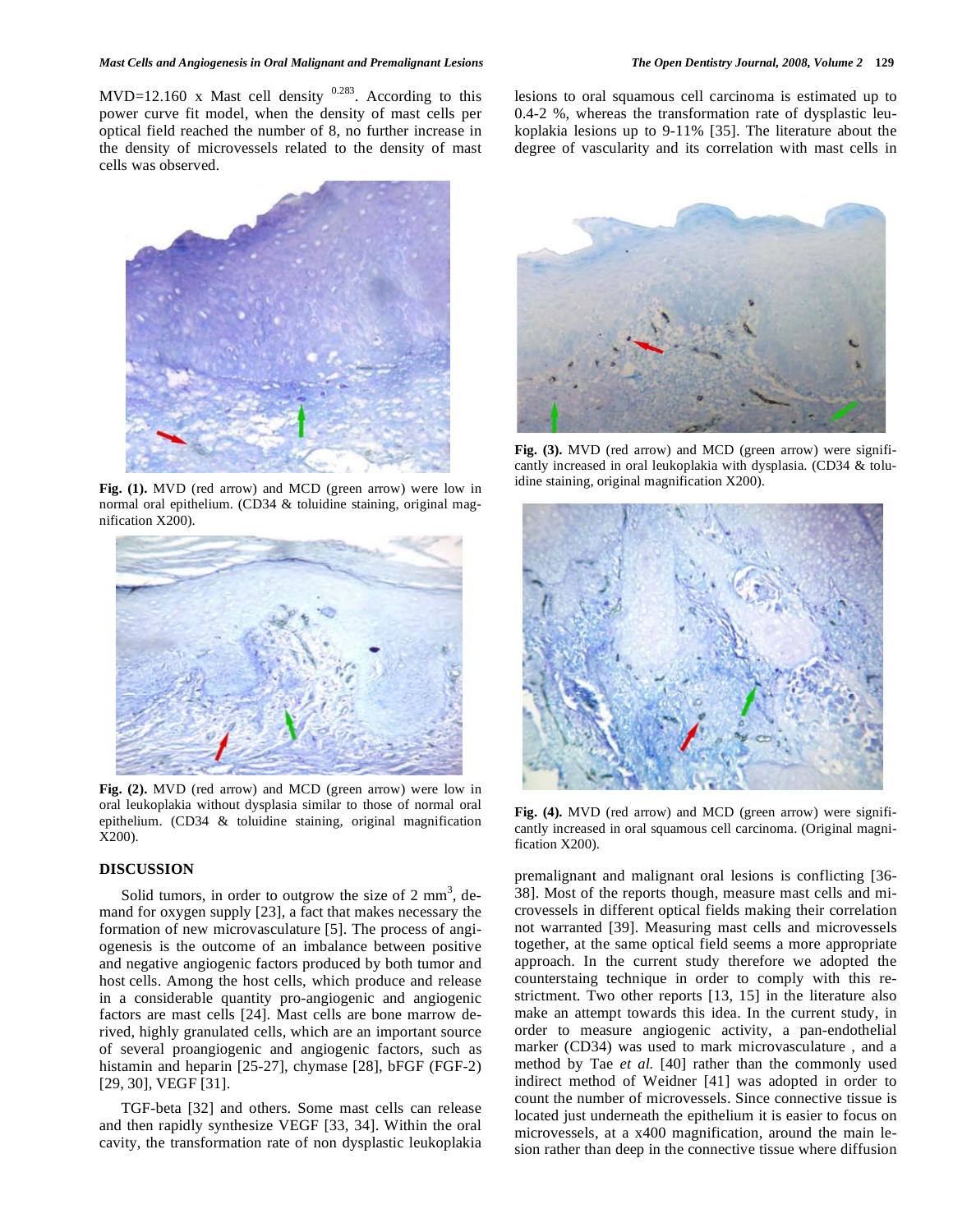MVD=12.160 x Mast cell density $^{0.283}$. According to this power curve fit model, when the density of mast cells per optical field reached the number of 8, no further increase in the density of microvessels related to the density of mast cells was observed.

**Fig. (1).** MVD (red arrow) and MCD (green arrow) were low in normal oral epithelium. (CD34 & toluidine staining, original magnification X200).

**Fig. (2).** MVD (red arrow) and MCD (green arrow) were low in oral leukoplakia without dysplasia similar to those of normal oral epithelium. (CD34 & toluidine staining, original magnification X200).

## DISCUSSION

Solid tumors, in order to outgrow the size of 2 mm$^3$, demand for oxygen supply [23], a fact that makes necessary the formation of new microvasculature [5]. The process of angiogenesis is the outcome of an imbalance between positive and negative angiogenic factors produced by both tumor and host cells. Among the host cells, which produce and release in a considerable quantity pro-angiogenic and angiogenic factors are mast cells [24]. Mast cells are bone marrow derived, highly granulated cells, which are an important source of several proangiogenic and angiogenic factors, such as histamin and heparin [25-27], chymase [28], bFGF (FGF-2) [29, 30], VEGF [31].

TGF-beta [32] and others. Some mast cells can release and then rapidly synthesize VEGF [33, 34]. Within the oral cavity, the transformation rate of non dysplastic leukoplakia lesions to oral squamous cell carcinoma is estimated up to 0.4-2 %, whereas the transformation rate of dysplastic leukoplakia lesions up to 9-11% [35]. The literature about the degree of vascularity and its correlation with mast cells in

**Fig. (3).** MVD (red arrow) and MCD (green arrow) were significantly increased in oral leukoplakia with dysplasia. (CD34 & toluidine staining, original magnification X200).

**Fig. (4).** MVD (red arrow) and MCD (green arrow) were significantly increased in oral squamous cell carcinoma. (Original magnification X200).

premalignant and malignant oral lesions is conflicting [36-38]. Most of the reports though, measure mast cells and microvessels in different optical fields making their correlation not warranted [39]. Measuring mast cells and microvessels together, at the same optical field seems a more appropriate approach. In the current study therefore we adopted the counterstaing technique in order to comply with this restrictment. Two other reports [13, 15] in the literature also make an attempt towards this idea. In the current study, in order to measure angiogenic activity, a pan-endothelial marker (CD34) was used to mark microvasculature , and a method by Tae *et al.* [40] rather than the commonly used indirect method of Weidner [41] was adopted in order to count the number of microvessels. Since connective tissue is located just underneath the epithelium it is easier to focus on microvessels, at a x400 magnification, around the main lesion rather than deep in the connective tissue where diffusion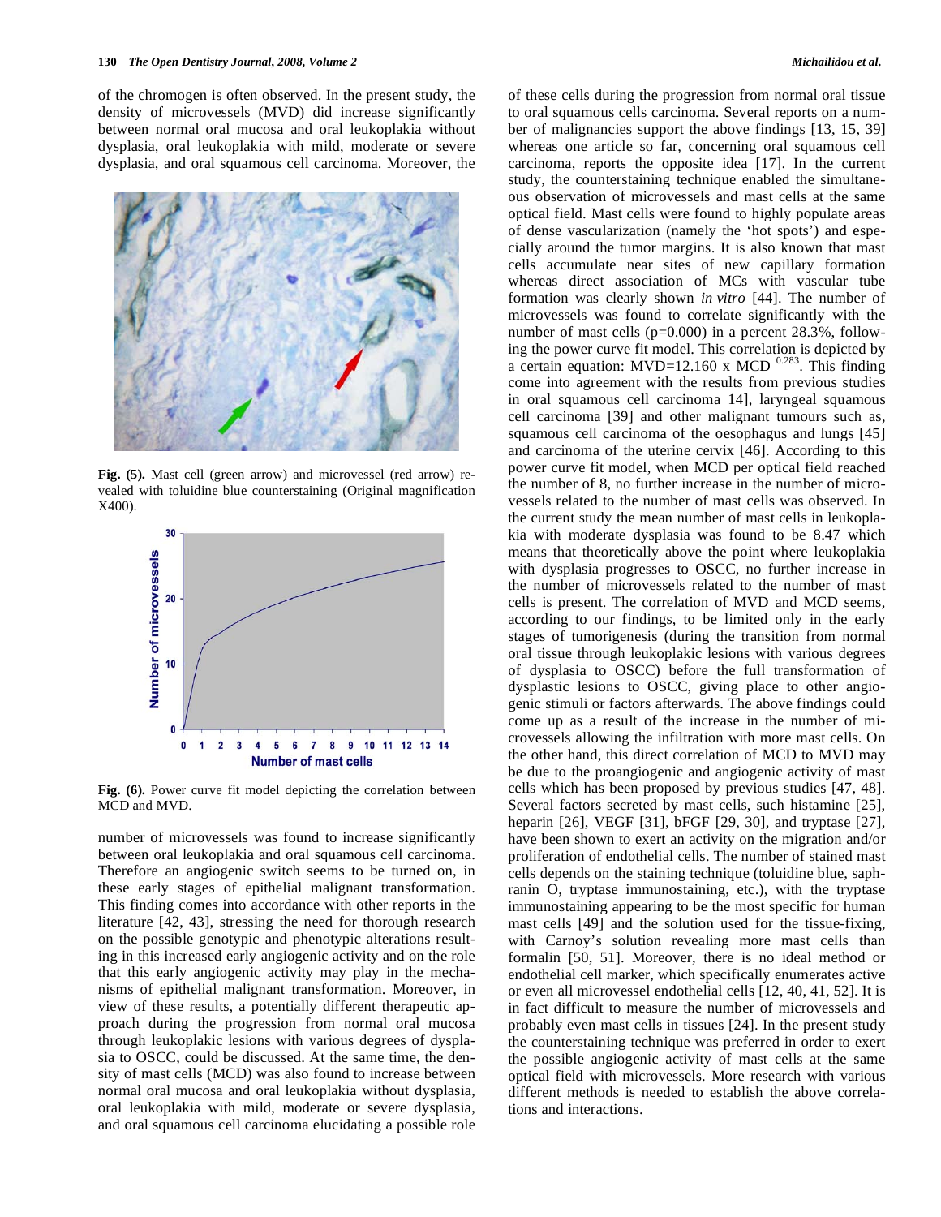of the chromogen is often observed. In the present study, the density of microvessels (MVD) did increase significantly between normal oral mucosa and oral leukoplakia without dysplasia, oral leukoplakia with mild, moderate or severe dysplasia, and oral squamous cell carcinoma. Moreover, the number of microvessels was found to increase significantly between oral leukoplakia and oral squamous cell carcinoma. Therefore an angiogenic switch seems to be turned on, in these early stages of epithelial malignant transformation. This finding comes into accordance with other reports in the literature [42, 43], stressing the need for thorough research on the possible genotypic and phenotypic alterations resulting in this increased early angiogenic activity and on the role that this early angiogenic activity may play in the mechanisms of epithelial malignant transformation. Moreover, in view of these results, a potentially different therapeutic approach during the progression from normal oral mucosa through leukoplakic lesions with various degrees of dysplasia to OSCC, could be discussed. At the same time, the density of mast cells (MCD) was also found to increase between normal oral mucosa and oral leukoplakia without dysplasia, oral leukoplakia with mild, moderate or severe dysplasia, and oral squamous cell carcinoma elucidating a possible role of these cells during the progression from normal oral tissue to oral squamous cells carcinoma. Several reports on a number of malignancies support the above findings [13, 15, 39] whereas one article so far, concerning oral squamous cell carcinoma, reports the opposite idea [17]. In the current study, the counterstaining technique enabled the simultaneous observation of microvessels and mast cells at the same optical field. Mast cells were found to highly populate areas of dense vascularization (namely the 'hot spots') and especially around the tumor margins. It is also known that mast cells accumulate near sites of new capillary formation whereas direct association of MCs with vascular tube formation was clearly shown *in vitro* [44]. The number of microvessels was found to correlate significantly with the number of mast cells (p=0.000) in a percent 28.3%, following the power curve fit model. This correlation is depicted by a certain equation: MVD=12.160 x MCD $^{0.283}$. This finding come into agreement with the results from previous studies in oral squamous cell carcinoma 14], laryngeal squamous cell carcinoma [39] and other malignant tumours such as, squamous cell carcinoma of the oesophagus and lungs [45] and carcinoma of the uterine cervix [46]. According to this power curve fit model, when MCD per optical field reached the number of 8, no further increase in the number of microvessels related to the number of mast cells was observed. In the current study the mean number of mast cells in leukoplakia with moderate dysplasia was found to be 8.47 which means that theoretically above the point where leukoplakia with dysplasia progresses to OSCC, no further increase in the number of microvessels related to the number of mast cells is present. The correlation of MVD and MCD seems, according to our findings, to be limited only in the early stages of tumorigenesis (during the transition from normal oral tissue through leukoplakic lesions with various degrees of dysplasia to OSCC) before the full transformation of dysplastic lesions to OSCC, giving place to other angiogenic stimuli or factors afterwards. The above findings could come up as a result of the increase in the number of microvessels allowing the infiltration with more mast cells. On the other hand, this direct correlation of MCD to MVD may be due to the proangiogenic and angiogenic activity of mast cells which has been proposed by previous studies [47, 48]. Several factors secreted by mast cells, such histamine [25], heparin [26], VEGF [31], bFGF [29, 30], and tryptase [27], have been shown to exert an activity on the migration and/or proliferation of endothelial cells. The number of stained mast cells depends on the staining technique (toluidine blue, saphranin O, tryptase immunostaining, etc.), with the tryptase immunostaining appearing to be the most specific for human mast cells [49] and the solution used for the tissue-fixing, with Carnoy's solution revealing more mast cells than formalin [50, 51]. Moreover, there is no ideal method or endothelial cell marker, which specifically enumerates active or even all microvessel endothelial cells [12, 40, 41, 52]. It is in fact difficult to measure the number of microvessels and probably even mast cells in tissues [24]. In the present study the counterstaining technique was preferred in order to exert the possible angiogenic activity of mast cells at the same optical field with microvessels. More research with various different methods is needed to establish the above correlations and interactions.

**Fig. (5).** Mast cell (green arrow) and microvessel (red arrow) revealed with toluidine blue counterstaining (Original magnification X400).

**Fig. (6).** Power curve fit model depicting the correlation between MCD and MVD.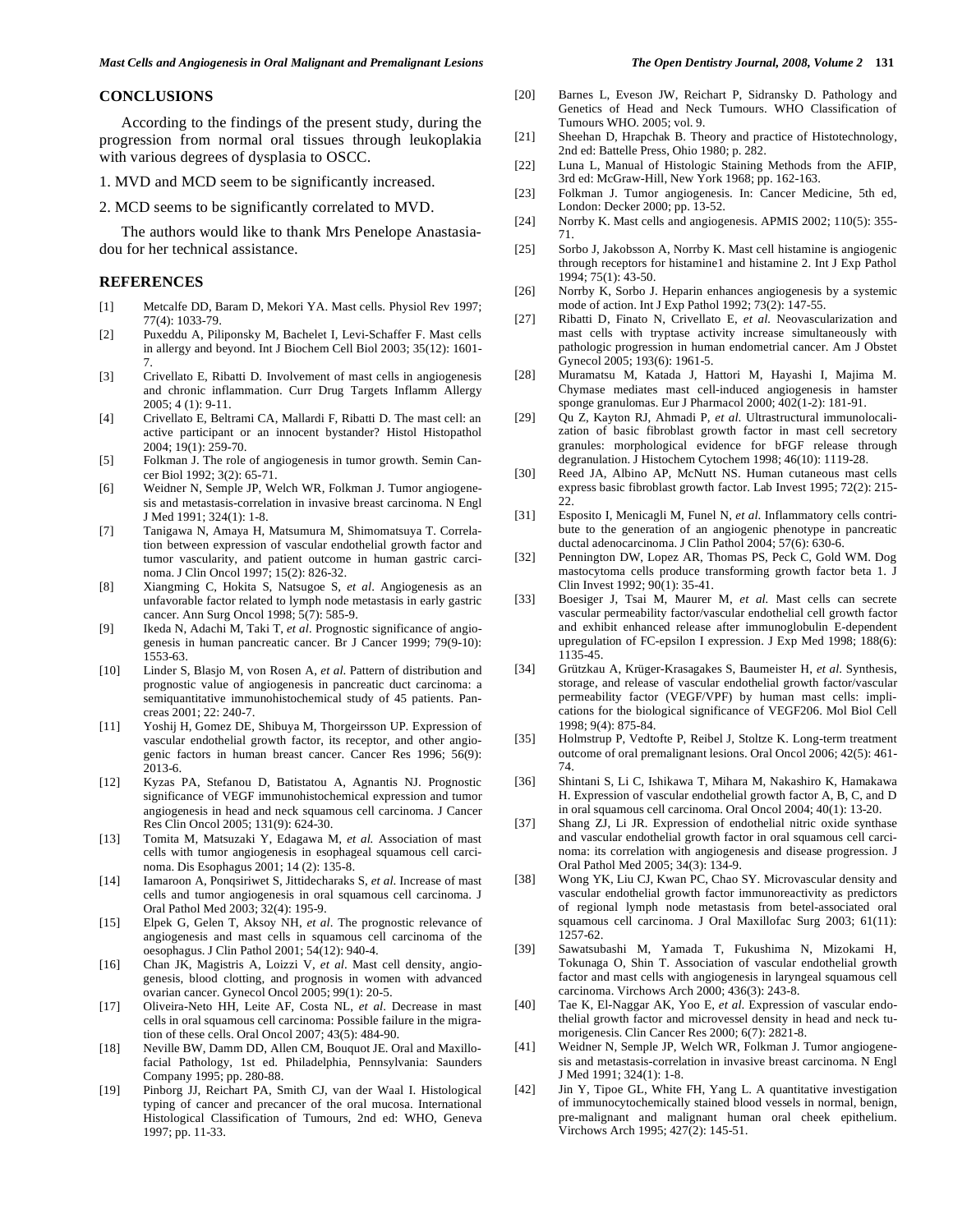## CONCLUSIONS

According to the findings of the present study, during the progression from normal oral tissues through leukoplakia with various degrees of dysplasia to OSCC.

1. MVD and MCD seem to be significantly increased.

2. MCD seems to be significantly correlated to MVD.

The authors would like to thank Mrs Penelope Anastasiadou for her technical assistance.

## REFERENCES

[1] Metcalfe DD, Baram D, Mekori YA. Mast cells. Physiol Rev 1997; 77(4): 1033-79.

[2] Puxeddu A, Piliponsky M, Bachelet I, Levi-Schaffer F. Mast cells in allergy and beyond. Int J Biochem Cell Biol 2003; 35(12): 1601-7.

[3] Crivellato E, Ribatti D. Involvement of mast cells in angiogenesis and chronic inflammation. Curr Drug Targets Inflamm Allergy 2005; 4 (1): 9-11.

[4] Crivellato E, Beltrami CA, Mallardi F, Ribatti D. The mast cell: an active participant or an innocent bystander? Histol Histopathol 2004; 19(1): 259-70.

[5] Folkman J. The role of angiogenesis in tumor growth. Semin Cancer Biol 1992; 3(2): 65-71.

[6] Weidner N, Semple JP, Welch WR, Folkman J. Tumor angiogenesis and metastasis-correlation in invasive breast carcinoma. N Engl J Med 1991; 324(1): 1-8.

[7] Tanigawa N, Amaya H, Matsumura M, Shimomatsuya T. Correlation between expression of vascular endothelial growth factor and tumor vascularity, and patient outcome in human gastric carcinoma. J Clin Oncol 1997; 15(2): 826-32.

[8] Xiangming C, Hokita S, Natsugoe S, *et al*. Angiogenesis as an unfavorable factor related to lymph node metastasis in early gastric cancer. Ann Surg Oncol 1998; 5(7): 585-9.

[9] Ikeda N, Adachi M, Taki T, *et al*. Prognostic significance of angiogenesis in human pancreatic cancer. Br J Cancer 1999; 79(9-10): 1553-63.

[10] Linder S, Blasjo M, von Rosen A, *et al*. Pattern of distribution and prognostic value of angiogenesis in pancreatic duct carcinoma: a semiquantitative immunohistochemical study of 45 patients. Pancreas 2001; 22: 240-7.

[11] Yoshij H, Gomez DE, Shibuya M, Thorgeirsson UP. Expression of vascular endothelial growth factor, its receptor, and other angiogenic factors in human breast cancer. Cancer Res 1996; 56(9): 2013-6.

[12] Kyzas PA, Stefanou D, Batistatou A, Agnantis NJ. Prognostic significance of VEGF immunohistochemical expression and tumor angiogenesis in head and neck squamous cell carcinoma. J Cancer Res Clin Oncol 2005; 131(9): 624-30.

[13] Tomita M, Matsuzaki Y, Edagawa M, *et al.* Association of mast cells with tumor angiogenesis in esophageal squamous cell carcinoma. Dis Esophagus 2001; 14 (2): 135-8.

[14] Iamaroon A, Ponqsiriwet S, Jittidecharaks S, *et al.* Increase of mast cells and tumor angiogenesis in oral squamous cell carcinoma. J Oral Pathol Med 2003; 32(4): 195-9.

[15] Elpek G, Gelen T, Aksoy NH, *et al*. The prognostic relevance of angiogenesis and mast cells in squamous cell carcinoma of the oesophagus. J Clin Pathol 2001; 54(12): 940-4.

[16] Chan JK, Magistris A, Loizzi V, *et al*. Mast cell density, angiogenesis, blood clotting, and prognosis in women with advanced ovarian cancer. Gynecol Oncol 2005; 99(1): 20-5.

[17] Oliveira-Neto HH, Leite AF, Costa NL, *et al*. Decrease in mast cells in oral squamous cell carcinoma: Possible failure in the migration of these cells. Oral Oncol 2007; 43(5): 484-90.

[18] Neville BW, Damm DD, Allen CM, Bouquot JE. Oral and Maxillofacial Pathology, 1st ed. Philadelphia, Pennsylvania: Saunders Company 1995; pp. 280-88.

[19] Pinborg JJ, Reichart PA, Smith CJ, van der Waal I. Histological typing of cancer and precancer of the oral mucosa. International Histological Classification of Tumours, 2nd ed: WHO, Geneva 1997; pp. 11-33.

[20] Barnes L, Eveson JW, Reichart P, Sidransky D. Pathology and Genetics of Head and Neck Tumours. WHO Classification of Tumours WHO. 2005; vol. 9.

[21] Sheehan D, Hrapchak B. Theory and practice of Histotechnology, 2nd ed: Battelle Press, Ohio 1980; p. 282.

[22] Luna L, Manual of Histologic Staining Methods from the AFIP, 3rd ed: McGraw-Hill, New York 1968; pp. 162-163.

[23] Folkman J. Tumor angiogenesis. In: Cancer Medicine, 5th ed, London: Decker 2000; pp. 13-52.

[24] Norrby K. Mast cells and angiogenesis. APMIS 2002; 110(5): 355-71.

[25] Sorbo J, Jakobsson A, Norrby K. Mast cell histamine is angiogenic through receptors for histamine1 and histamine 2. Int J Exp Pathol 1994; 75(1): 43-50.

[26] Norrby K, Sorbo J. Heparin enhances angiogenesis by a systemic mode of action. Int J Exp Pathol 1992; 73(2): 147-55.

[27] Ribatti D, Finato N, Crivellato E, *et al.* Neovascularization and mast cells with tryptase activity increase simultaneously with pathologic progression in human endometrial cancer. Am J Obstet Gynecol 2005; 193(6): 1961-5.

[28] Muramatsu M, Katada J, Hattori M, Hayashi I, Majima M. Chymase mediates mast cell-induced angiogenesis in hamster sponge granulomas. Eur J Pharmacol 2000; 402(1-2): 181-91.

[29] Qu Z, Kayton RJ, Ahmadi P, *et al.* Ultrastructural immunolocalization of basic fibroblast growth factor in mast cell secretory granules: morphological evidence for bFGF release through degranulation. J Histochem Cytochem 1998; 46(10): 1119-28.

[30] Reed JA, Albino AP, McNutt NS. Human cutaneous mast cells express basic fibroblast growth factor. Lab Invest 1995; 72(2): 215-22.

[31] Esposito I, Menicagli M, Funel N, *et al.* Inflammatory cells contribute to the generation of an angiogenic phenotype in pancreatic ductal adenocarcinoma. J Clin Pathol 2004; 57(6): 630-6.

[32] Pennington DW, Lopez AR, Thomas PS, Peck C, Gold WM. Dog mastocytoma cells produce transforming growth factor beta 1. J Clin Invest 1992; 90(1): 35-41.

[33] Boesiger J, Tsai M, Maurer M, *et al.* Mast cells can secrete vascular permeability factor/vascular endothelial cell growth factor and exhibit enhanced release after immunoglobulin E-dependent upregulation of FC-epsilon I expression. J Exp Med 1998; 188(6): 1135-45.

[34] Grützkau A, Krüger-Krasagakes S, Baumeister H, *et al.* Synthesis, storage, and release of vascular endothelial growth factor/vascular permeability factor (VEGF/VPF) by human mast cells: implications for the biological significance of VEGF206. Mol Biol Cell 1998; 9(4): 875-84.

[35] Holmstrup P, Vedtofte P, Reibel J, Stoltze K. Long-term treatment outcome of oral premalignant lesions. Oral Oncol 2006; 42(5): 461-74.

[36] Shintani S, Li C, Ishikawa T, Mihara M, Nakashiro K, Hamakawa H. Expression of vascular endothelial growth factor A, B, C, and D in oral squamous cell carcinoma. Oral Oncol 2004; 40(1): 13-20.

[37] Shang ZJ, Li JR. Expression of endothelial nitric oxide synthase and vascular endothelial growth factor in oral squamous cell carcinoma: its correlation with angiogenesis and disease progression. J Oral Pathol Med 2005; 34(3): 134-9.

[38] Wong YK, Liu CJ, Kwan PC, Chao SY. Microvascular density and vascular endothelial growth factor immunoreactivity as predictors of regional lymph node metastasis from betel-associated oral squamous cell carcinoma. J Oral Maxillofac Surg 2003; 61(11): 1257-62.

[39] Sawatsubashi M, Yamada T, Fukushima N, Mizokami H, Tokunaga O, Shin T. Association of vascular endothelial growth factor and mast cells with angiogenesis in laryngeal squamous cell carcinoma. Virchows Arch 2000; 436(3): 243-8.

[40] Tae K, El-Naggar AK, Yoo E, *et al*. Expression of vascular endothelial growth factor and microvessel density in head and neck tumorigenesis. Clin Cancer Res 2000; 6(7): 2821-8.

[41] Weidner N, Semple JP, Welch WR, Folkman J. Tumor angiogenesis and metastasis-correlation in invasive breast carcinoma. N Engl J Med 1991; 324(1): 1-8.

[42] Jin Y, Tipoe GL, White FH, Yang L. A quantitative investigation of immunocytochemically stained blood vessels in normal, benign, pre-malignant and malignant human oral cheek epithelium. Virchows Arch 1995; 427(2): 145-51.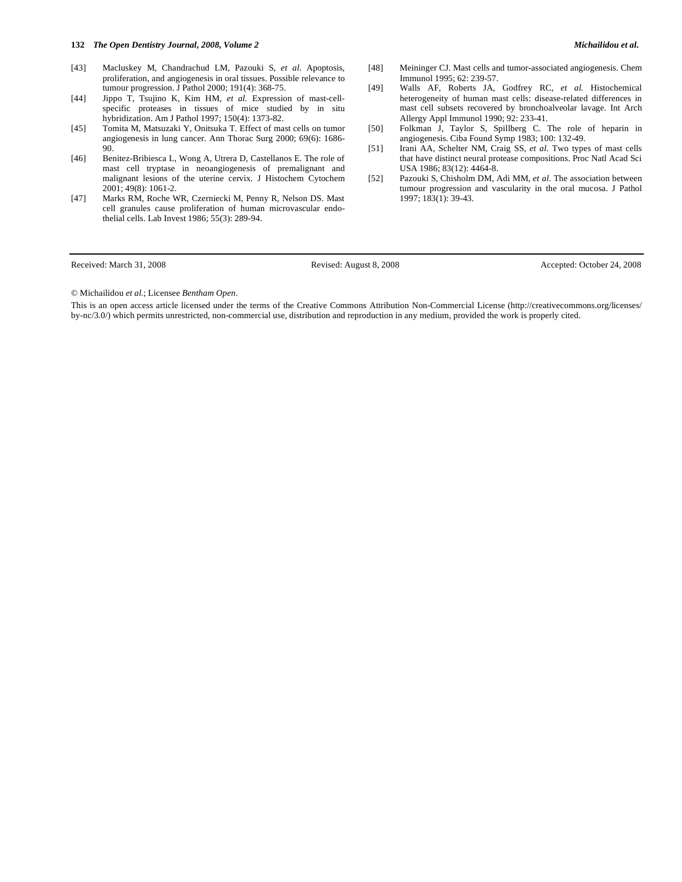[43] Macluskey M, Chandrachud LM, Pazouki S, *et al.* Apoptosis, proliferation, and angiogenesis in oral tissues. Possible relevance to tumour progression. J Pathol 2000; 191(4): 368-75.

[44] Jippo T, Tsujino K, Kim HM, *et al.* Expression of mast-cell-specific proteases in tissues of mice studied by in situ hybridization. Am J Pathol 1997; 150(4): 1373-82.

[45] Tomita M, Matsuzaki Y, Onitsuka T. Effect of mast cells on tumor angiogenesis in lung cancer. Ann Thorac Surg 2000; 69(6): 1686-90.

[46] Benitez-Bribiesca L, Wong A, Utrera D, Castellanos E. The role of mast cell tryptase in neoangiogenesis of premalignant and malignant lesions of the uterine cervix. J Histochem Cytochem 2001; 49(8): 1061-2.

[47] Marks RM, Roche WR, Czerniecki M, Penny R, Nelson DS. Mast cell granules cause proliferation of human microvascular endothelial cells. Lab Invest 1986; 55(3): 289-94.

[48] Meininger CJ. Mast cells and tumor-associated angiogenesis. Chem Immunol 1995; 62: 239-57.

[49] Walls AF, Roberts JA, Godfrey RC, *et al.* Histochemical heterogeneity of human mast cells: disease-related differences in mast cell subsets recovered by bronchoalveolar lavage. Int Arch Allergy Appl Immunol 1990; 92: 233-41.

[50] Folkman J, Taylor S, Spillberg C. The role of heparin in angiogenesis. Ciba Found Symp 1983; 100: 132-49.

[51] Irani AA, Schelter NM, Craig SS, *et al.* Two types of mast cells that have distinct neural protease compositions. Proc Natl Acad Sci USA 1986; 83(12): 4464-8.

[52] Pazouki S, Chisholm DM, Adi MM, *et al.* The association between tumour progression and vascularity in the oral mucosa. J Pathol 1997; 183(1): 39-43.

---

Received: March 31, 2008 Revised: August 8, 2008 Accepted: October 24, 2008

© Michailidou *et al.*; Licensee *Bentham Open*.

This is an open access article licensed under the terms of the Creative Commons Attribution Non-Commercial License (http://creativecommons.org/licenses/by-nc/3.0/) which permits unrestricted, non-commercial use, distribution and reproduction in any medium, provided the work is properly cited.